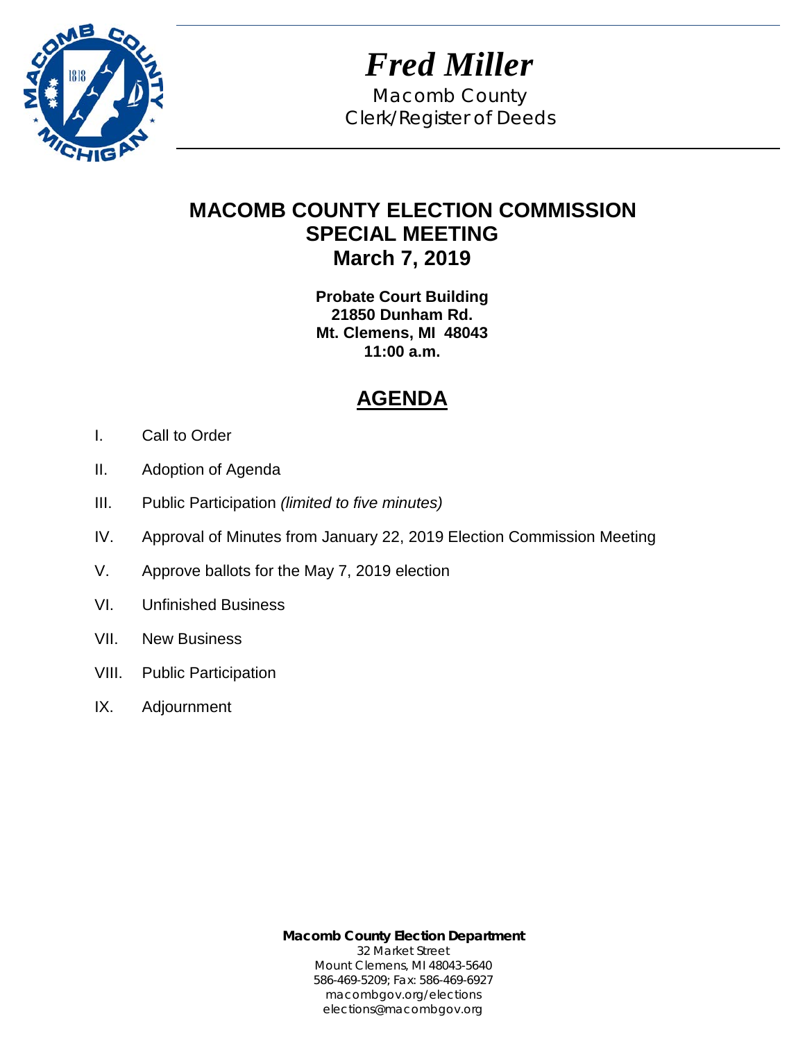# *Fred Miller*

Macomb County
Clerk/Register of Deeds

## MACOMB COUNTY ELECTION COMMISSION
## SPECIAL MEETING
## March 7, 2019

**Probate Court Building**
**21850 Dunham Rd.**
**Mt. Clemens, MI 48043**
**11:00 a.m.**

## AGENDA

I. Call to Order

II. Adoption of Agenda

III. Public Participation *(limited to five minutes)*

IV. Approval of Minutes from January 22, 2019 Election Commission Meeting

V. Approve ballots for the May 7, 2019 election

VI. Unfinished Business

VII. New Business

VIII. Public Participation

IX. Adjournment

**Macomb County Election Department**
32 Market Street
Mount Clemens, MI 48043-5640
586-469-5209; Fax: 586-469-6927
macombgov.org/elections
elections@macombgov.org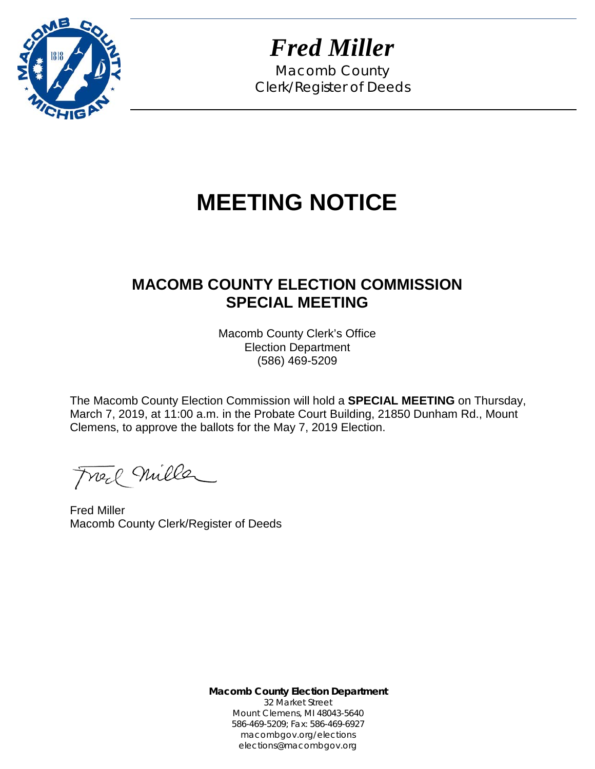# *Fred Miller*

Macomb County
Clerk/Register of Deeds

# MEETING NOTICE

## MACOMB COUNTY ELECTION COMMISSION SPECIAL MEETING

Macomb County Clerk's Office
Election Department
(586) 469-5209

The Macomb County Election Commission will hold a **SPECIAL MEETING** on Thursday, March 7, 2019, at 11:00 a.m. in the Probate Court Building, 21850 Dunham Rd., Mount Clemens, to approve the ballots for the May 7, 2019 Election.

Fred Miller
Macomb County Clerk/Register of Deeds

**Macomb County Election Department**
32 Market Street
Mount Clemens, MI 48043-5640
586-469-5209; Fax: 586-469-6927
macombgov.org/elections
elections@macombgov.org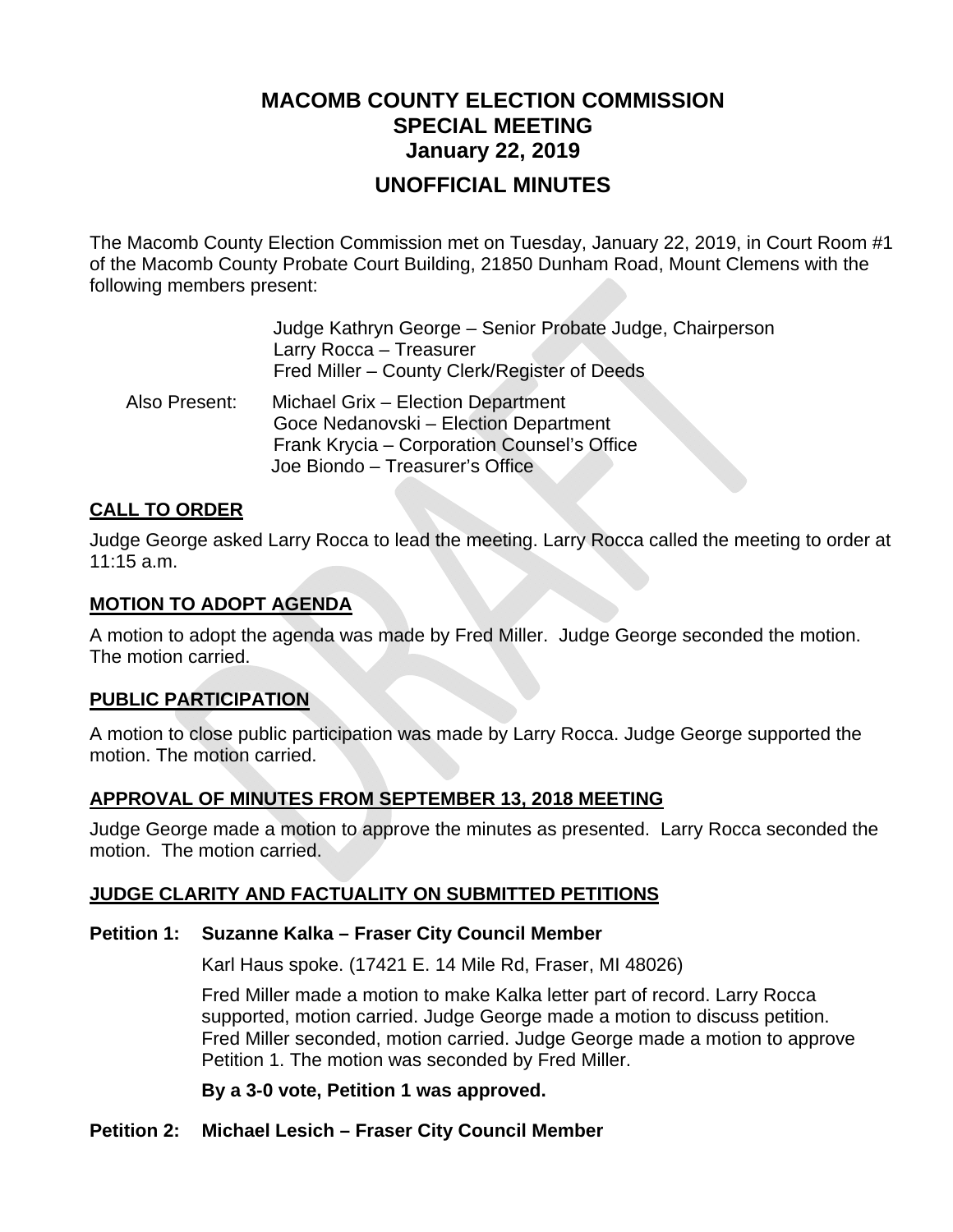# MACOMB COUNTY ELECTION COMMISSION
# SPECIAL MEETING
# January 22, 2019

## UNOFFICIAL MINUTES

The Macomb County Election Commission met on Tuesday, January 22, 2019, in Court Room #1 of the Macomb County Probate Court Building, 21850 Dunham Road, Mount Clemens with the following members present:

Judge Kathryn George – Senior Probate Judge, Chairperson
Larry Rocca – Treasurer
Fred Miller – County Clerk/Register of Deeds

Also Present:
Michael Grix – Election Department
Goce Nedanovski – Election Department
Frank Krycia – Corporation Counsel's Office
Joe Biondo – Treasurer's Office

### CALL TO ORDER

Judge George asked Larry Rocca to lead the meeting. Larry Rocca called the meeting to order at 11:15 a.m.

### MOTION TO ADOPT AGENDA

A motion to adopt the agenda was made by Fred Miller. Judge George seconded the motion. The motion carried.

### PUBLIC PARTICIPATION

A motion to close public participation was made by Larry Rocca. Judge George supported the motion. The motion carried.

### APPROVAL OF MINUTES FROM SEPTEMBER 13, 2018 MEETING

Judge George made a motion to approve the minutes as presented. Larry Rocca seconded the motion. The motion carried.

### JUDGE CLARITY AND FACTUALITY ON SUBMITTED PETITIONS

**Petition 1: Suzanne Kalka – Fraser City Council Member**

Karl Haus spoke. (17421 E. 14 Mile Rd, Fraser, MI 48026)

Fred Miller made a motion to make Kalka letter part of record. Larry Rocca supported, motion carried. Judge George made a motion to discuss petition. Fred Miller seconded, motion carried. Judge George made a motion to approve Petition 1. The motion was seconded by Fred Miller.

**By a 3-0 vote, Petition 1 was approved.**

**Petition 2: Michael Lesich – Fraser City Council Member**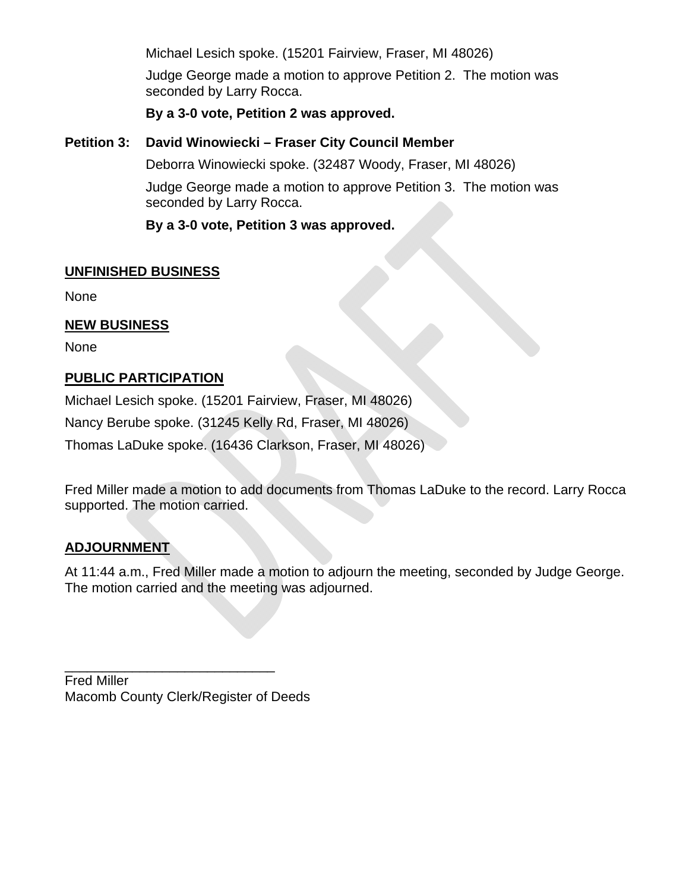Michael Lesich spoke. (15201 Fairview, Fraser, MI 48026)

Judge George made a motion to approve Petition 2. The motion was seconded by Larry Rocca.

**By a 3-0 vote, Petition 2 was approved.**

**Petition 3: David Winowiecki – Fraser City Council Member**

Deborra Winowiecki spoke. (32487 Woody, Fraser, MI 48026)

Judge George made a motion to approve Petition 3. The motion was seconded by Larry Rocca.

**By a 3-0 vote, Petition 3 was approved.**

## UNFINISHED BUSINESS

None

## NEW BUSINESS

None

## PUBLIC PARTICIPATION

Michael Lesich spoke. (15201 Fairview, Fraser, MI 48026)

Nancy Berube spoke. (31245 Kelly Rd, Fraser, MI 48026)

Thomas LaDuke spoke. (16436 Clarkson, Fraser, MI 48026)

Fred Miller made a motion to add documents from Thomas LaDuke to the record. Larry Rocca supported. The motion carried.

## ADJOURNMENT

At 11:44 a.m., Fred Miller made a motion to adjourn the meeting, seconded by Judge George. The motion carried and the meeting was adjourned.

_____________________________

Fred Miller
Macomb County Clerk/Register of Deeds